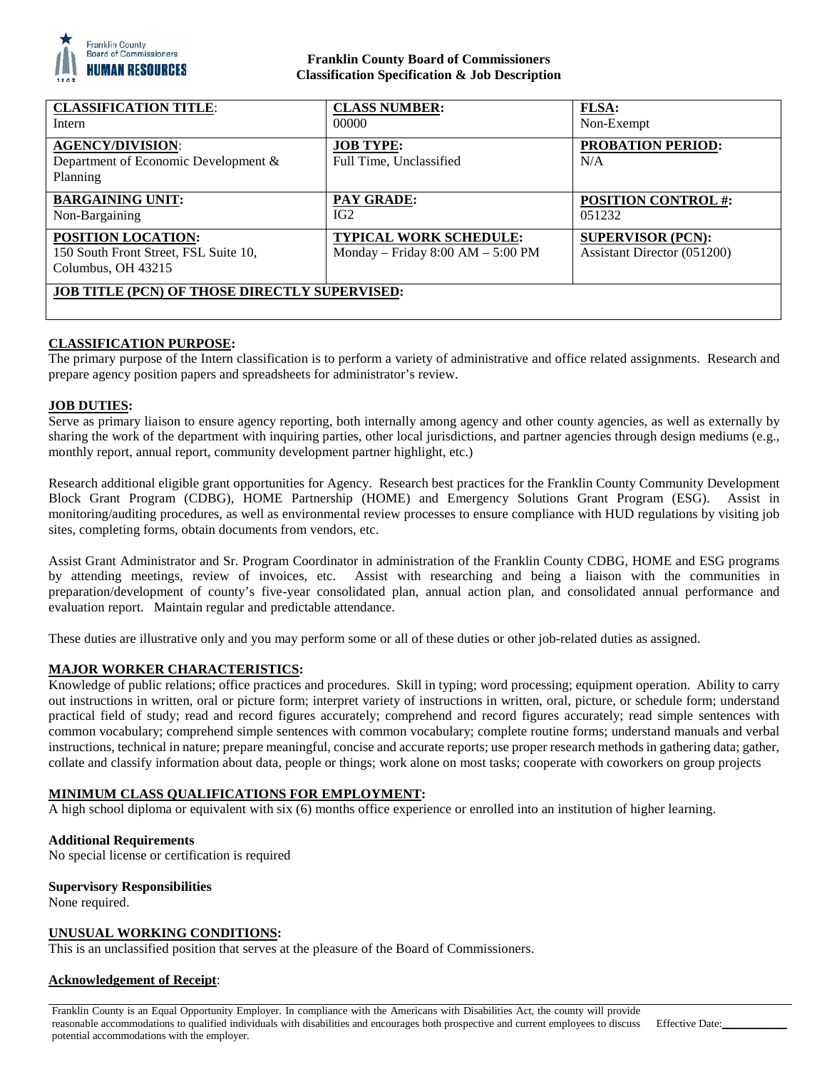**Franklin County Board of Commissioners**
**Classification Specification & Job Description**

| **CLASSIFICATION TITLE**: Intern | **CLASS NUMBER:** 00000 | **FLSA:** Non-Exempt |
|---|---|---|
| **AGENCY/DIVISION**: Department of Economic Development & Planning | **JOB TYPE:** Full Time, Unclassified | **PROBATION PERIOD:** N/A |
| **BARGAINING UNIT:** Non-Bargaining | **PAY GRADE:** IG2 | **POSITION CONTROL #:** 051232 |
| **POSITION LOCATION:** 150 South Front Street, FSL Suite 10, Columbus, OH 43215 | **TYPICAL WORK SCHEDULE:** Monday – Friday 8:00 AM – 5:00 PM | **SUPERVISOR (PCN):** Assistant Director (051200) |
| **JOB TITLE (PCN) OF THOSE DIRECTLY SUPERVISED:** | | |

## CLASSIFICATION PURPOSE:

The primary purpose of the Intern classification is to perform a variety of administrative and office related assignments. Research and prepare agency position papers and spreadsheets for administrator's review.

## JOB DUTIES:

Serve as primary liaison to ensure agency reporting, both internally among agency and other county agencies, as well as externally by sharing the work of the department with inquiring parties, other local jurisdictions, and partner agencies through design mediums (e.g., monthly report, annual report, community development partner highlight, etc.)

Research additional eligible grant opportunities for Agency. Research best practices for the Franklin County Community Development Block Grant Program (CDBG), HOME Partnership (HOME) and Emergency Solutions Grant Program (ESG). Assist in monitoring/auditing procedures, as well as environmental review processes to ensure compliance with HUD regulations by visiting job sites, completing forms, obtain documents from vendors, etc.

Assist Grant Administrator and Sr. Program Coordinator in administration of the Franklin County CDBG, HOME and ESG programs by attending meetings, review of invoices, etc. Assist with researching and being a liaison with the communities in preparation/development of county's five-year consolidated plan, annual action plan, and consolidated annual performance and evaluation report. Maintain regular and predictable attendance.

These duties are illustrative only and you may perform some or all of these duties or other job-related duties as assigned.

## MAJOR WORKER CHARACTERISTICS:

Knowledge of public relations; office practices and procedures. Skill in typing; word processing; equipment operation. Ability to carry out instructions in written, oral or picture form; interpret variety of instructions in written, oral, picture, or schedule form; understand practical field of study; read and record figures accurately; comprehend and record figures accurately; read simple sentences with common vocabulary; comprehend simple sentences with common vocabulary; complete routine forms; understand manuals and verbal instructions, technical in nature; prepare meaningful, concise and accurate reports; use proper research methods in gathering data; gather, collate and classify information about data, people or things; work alone on most tasks; cooperate with coworkers on group projects

## MINIMUM CLASS QUALIFICATIONS FOR EMPLOYMENT:

A high school diploma or equivalent with six (6) months office experience or enrolled into an institution of higher learning.

**Additional Requirements**

No special license or certification is required

**Supervisory Responsibilities**

None required.

## UNUSUAL WORKING CONDITIONS:

This is an unclassified position that serves at the pleasure of the Board of Commissioners.

**Acknowledgement of Receipt**:

Franklin County is an Equal Opportunity Employer. In compliance with the Americans with Disabilities Act, the county will provide reasonable accommodations to qualified individuals with disabilities and encourages both prospective and current employees to discuss potential accommodations with the employer.

Effective Date:___________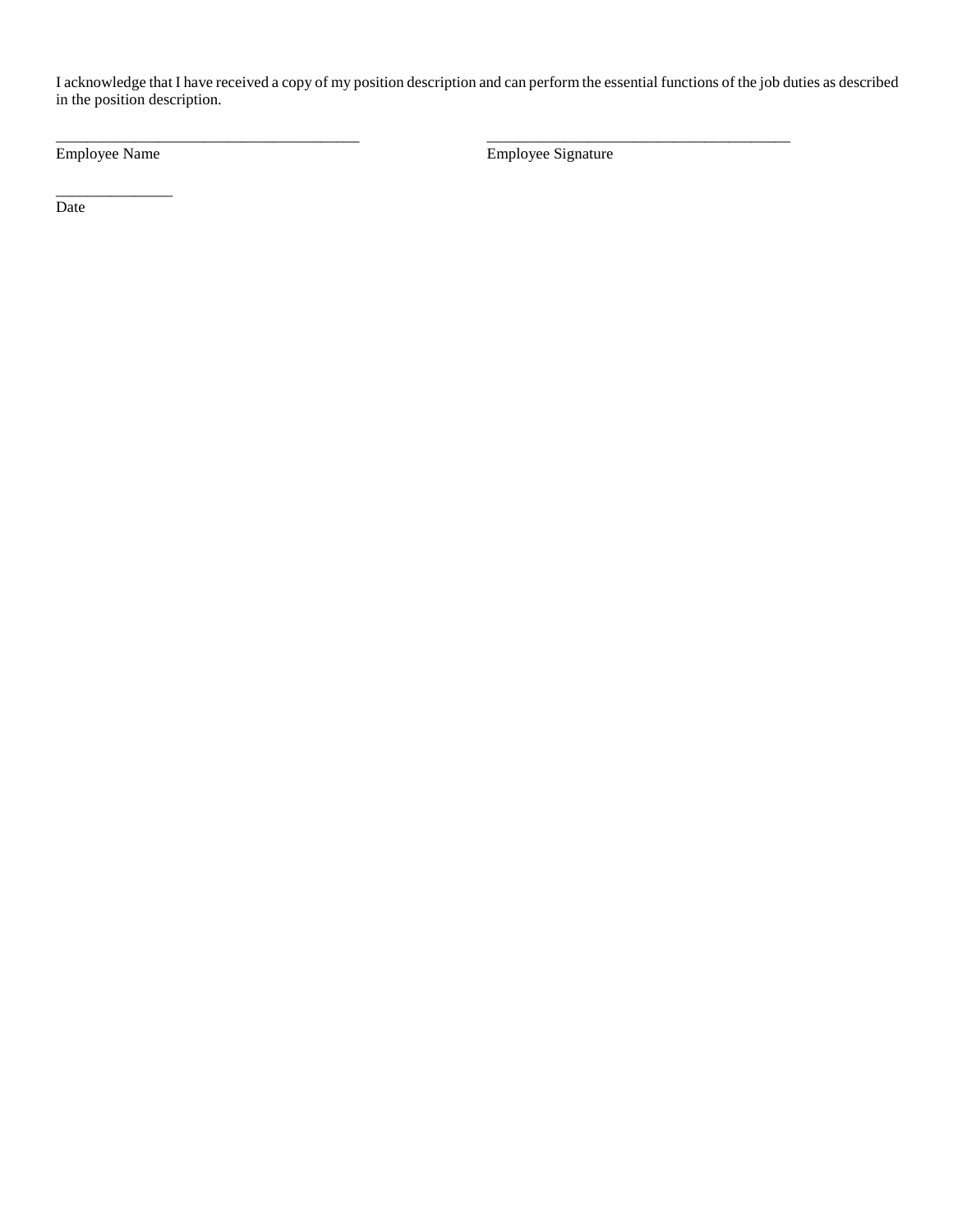I acknowledge that I have received a copy of my position description and can perform the essential functions of the job duties as described in the position description.

_______________________________________ _______________________________________

Employee Name Employee Signature

_______________

Date